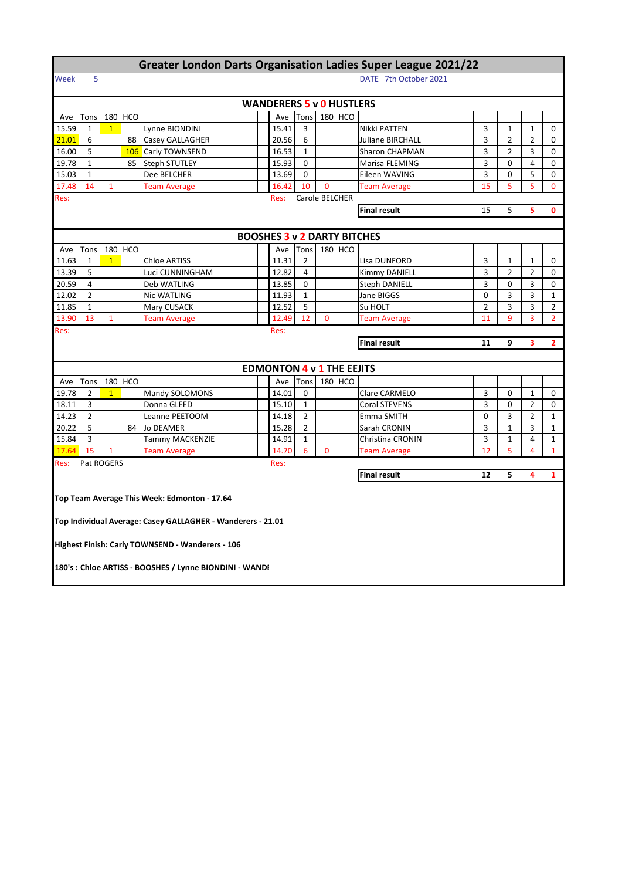# Greater London Darts Organisation Ladies Super League 2021/22

Week 5 DATE 7th October 2021

## WANDERERS 5 v 0 HUSTLERS

| Ave | Tons | 180 | HCO | | Ave | Tons | 180 | HCO | | | | | |
|---|---|---|---|---|---|---|---|---|---|---|---|---|---|
| 15.59 | 1 | 1 | | Lynne BIONDINI | 15.41 | 3 | | | Nikki PATTEN | 3 | 1 | 1 | 0 |
| 21.01 | 6 | | 88 | Casey GALLAGHER | 20.56 | 6 | | | Juliane BIRCHALL | 3 | 2 | 2 | 0 |
| 16.00 | 5 | | 106 | Carly TOWNSEND | 16.53 | 1 | | | Sharon CHAPMAN | 3 | 2 | 3 | 0 |
| 19.78 | 1 | | 85 | Steph STUTLEY | 15.93 | 0 | | | Marisa FLEMING | 3 | 0 | 4 | 0 |
| 15.03 | 1 | | | Dee BELCHER | 13.69 | 0 | | | Eileen WAVING | 3 | 0 | 5 | 0 |
| 17.48 | 14 | 1 | | Team Average | 16.42 | 10 | 0 | | Team Average | 15 | 5 | 5 | 0 |
| Res: | | | | | Res: | Carole BELCHER | | | | | | | |
| | | | | | | | | | Final result | 15 | 5 | 5 | 0 |

## BOOSHES 3 v 2 DARTY BITCHES

| Ave | Tons | 180 | HCO | | Ave | Tons | 180 | HCO | | | | | |
|---|---|---|---|---|---|---|---|---|---|---|---|---|---|
| 11.63 | 1 | 1 | | Chloe ARTISS | 11.31 | 2 | | | Lisa DUNFORD | 3 | 1 | 1 | 0 |
| 13.39 | 5 | | | Luci CUNNINGHAM | 12.82 | 4 | | | Kimmy DANIELL | 3 | 2 | 2 | 0 |
| 20.59 | 4 | | | Deb WATLING | 13.85 | 0 | | | Steph DANIELL | 3 | 0 | 3 | 0 |
| 12.02 | 2 | | | Nic WATLING | 11.93 | 1 | | | Jane BIGGS | 0 | 3 | 3 | 1 |
| 11.85 | 1 | | | Mary CUSACK | 12.52 | 5 | | | Su HOLT | 2 | 3 | 3 | 2 |
| 13.90 | 13 | 1 | | Team Average | 12.49 | 12 | 0 | | Team Average | 11 | 9 | 3 | 2 |
| Res: | | | | | Res: | | | | | | | | |
| | | | | | | | | | Final result | 11 | 9 | 3 | 2 |

## EDMONTON 4 v 1 THE EEJITS

| Ave | Tons | 180 | HCO | | Ave | Tons | 180 | HCO | | | | | |
|---|---|---|---|---|---|---|---|---|---|---|---|---|---|
| 19.78 | 2 | 1 | | Mandy SOLOMONS | 14.01 | 0 | | | Clare CARMELO | 3 | 0 | 1 | 0 |
| 18.11 | 3 | | | Donna GLEED | 15.10 | 1 | | | Coral STEVENS | 3 | 0 | 2 | 0 |
| 14.23 | 2 | | | Leanne PEETOOM | 14.18 | 2 | | | Emma SMITH | 0 | 3 | 2 | 1 |
| 20.22 | 5 | | 84 | Jo DEAMER | 15.28 | 2 | | | Sarah CRONIN | 3 | 1 | 3 | 1 |
| 15.84 | 3 | | | Tammy MACKENZIE | 14.91 | 1 | | | Christina CRONIN | 3 | 1 | 4 | 1 |
| 17.64 | 15 | 1 | | Team Average | 14.70 | 6 | 0 | | Team Average | 12 | 5 | 4 | 1 |
| Res: | Pat ROGERS | | | | Res: | | | | | | | | |
| | | | | | | | | | Final result | 12 | 5 | 4 | 1 |

**Top Team Average This Week: Edmonton - 17.64**

**Top Individual Average: Casey GALLAGHER - Wanderers - 21.01**

**Highest Finish: Carly TOWNSEND - Wanderers - 106**

**180's : Chloe ARTISS - BOOSHES / Lynne BIONDINI - WANDI**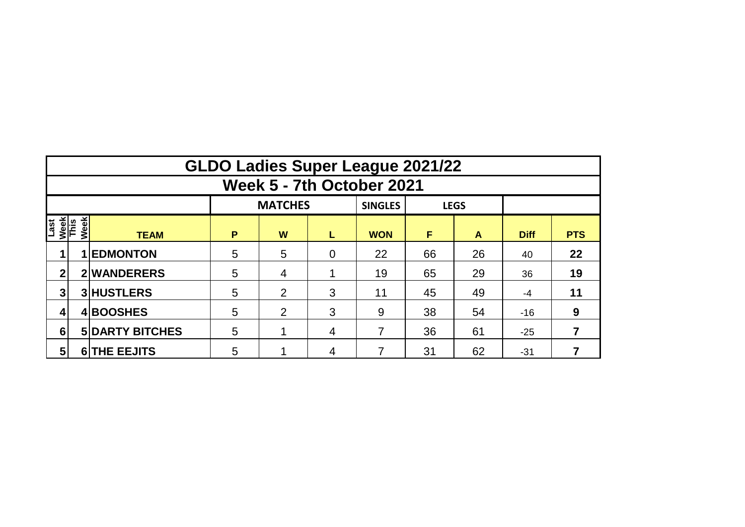# GLDO Ladies Super League 2021/22

## Week 5 - 7th October 2021

| | | | MATCHES | | | SINGLES | LEGS | | | |
|---|---|---|---|---|---|---|---|---|---|---|
| Last Week | This Week | TEAM | P | W | L | WON | F | A | Diff | PTS |
| 1 | 1 | EDMONTON | 5 | 5 | 0 | 22 | 66 | 26 | 40 | 22 |
| 2 | 2 | WANDERERS | 5 | 4 | 1 | 19 | 65 | 29 | 36 | 19 |
| 3 | 3 | HUSTLERS | 5 | 2 | 3 | 11 | 45 | 49 | -4 | 11 |
| 4 | 4 | BOOSHES | 5 | 2 | 3 | 9 | 38 | 54 | -16 | 9 |
| 6 | 5 | DARTY BITCHES | 5 | 1 | 4 | 7 | 36 | 61 | -25 | 7 |
| 5 | 6 | THE EEJITS | 5 | 1 | 4 | 7 | 31 | 62 | -31 | 7 |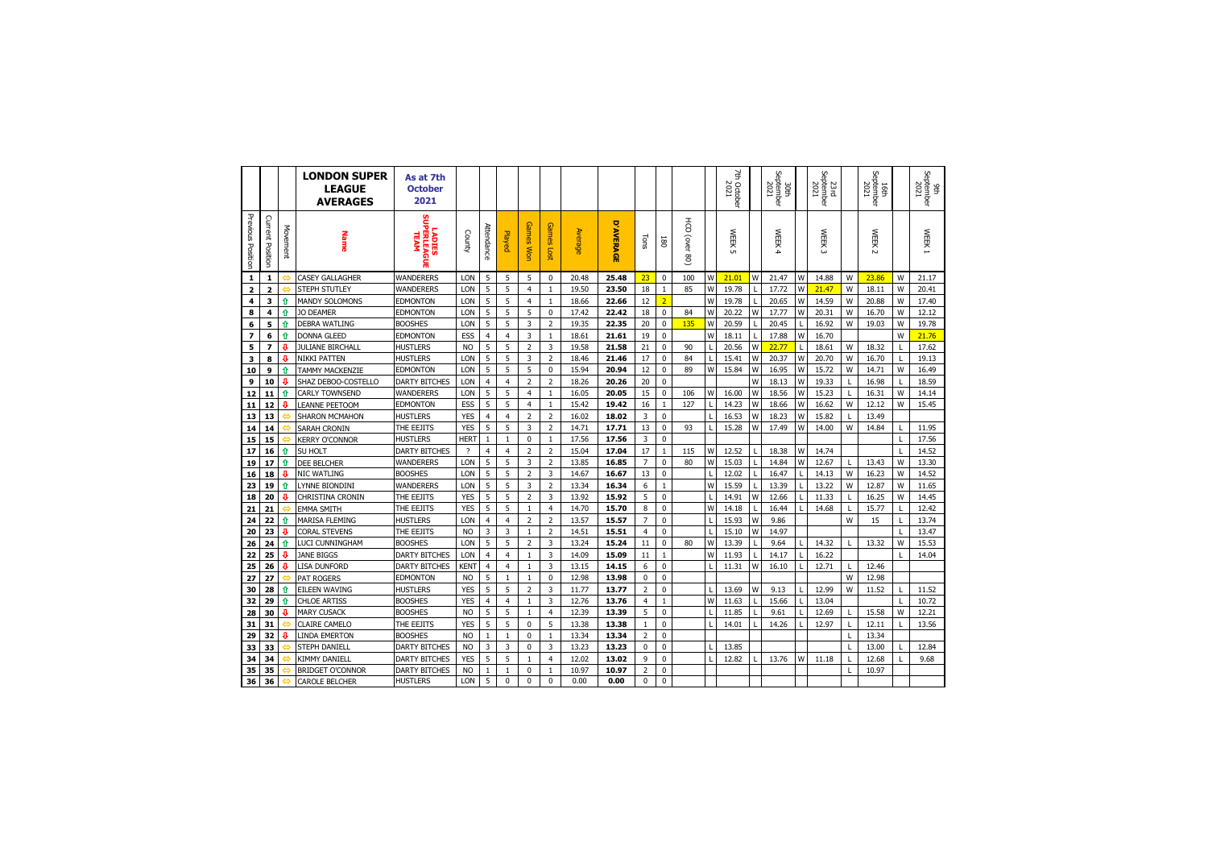| | | | LONDON SUPER LEAGUE AVERAGES | As at 7th October 2021 | | | | | | | | | | | | 7th October 2021 | | 30th September 2021 | | 23rd September 2021 | | 16th September 2021 | | 9th September 2021 |
|---|---|---|---|---|---|---|---|---|---|---|---|---|---|---|---|---|---|---|---|---|---|---|---|---|
| Previous Position | Current Position | Movement | Name | LADIES SUPERLEAGUE TEAM | County | Attendance | Played | Games Won | Games Lost | Average | D'AVERAGE | Tons | 180 | HCO (over 80) | | WEEK 5 | | WEEK 4 | | WEEK 3 | | WEEK 2 | | WEEK 1 |
| 1 | 1 | ⇔ | CASEY GALLAGHER | WANDERERS | LON | 5 | 5 | 5 | 0 | 20.48 | 25.48 | 23 | 0 | 100 | W | 21.01 | W | 21.47 | W | 14.88 | W | 23.86 | W | 21.17 |
| 2 | 2 | ⇔ | STEPH STUTLEY | WANDERERS | LON | 5 | 5 | 4 | 1 | 19.50 | 23.50 | 18 | 1 | 85 | W | 19.78 | L | 17.72 | W | 21.47 | W | 18.11 | W | 20.41 |
| 4 | 3 | ⇧ | MANDY SOLOMONS | EDMONTON | LON | 5 | 5 | 4 | 1 | 18.66 | 22.66 | 12 | 2 | | W | 19.78 | L | 20.65 | W | 14.59 | W | 20.88 | W | 17.40 |
| 8 | 4 | ⇧ | JO DEAMER | EDMONTON | LON | 5 | 5 | 5 | 0 | 17.42 | 22.42 | 18 | 0 | 84 | W | 20.22 | W | 17.77 | W | 20.31 | W | 16.70 | W | 12.12 |
| 6 | 5 | ⇧ | DEBRA WATLING | BOOSHES | LON | 5 | 5 | 3 | 2 | 19.35 | 22.35 | 20 | 0 | 135 | W | 20.59 | L | 20.45 | L | 16.92 | W | 19.03 | W | 19.78 |
| 7 | 6 | ⇧ | DONNA GLEED | EDMONTON | ESS | 4 | 4 | 3 | 1 | 18.61 | 21.61 | 19 | 0 | | W | 18.11 | L | 17.88 | W | 16.70 | | | W | 21.76 |
| 5 | 7 | ⇩ | JULIANE BIRCHALL | HUSTLERS | NO | 5 | 5 | 2 | 3 | 19.58 | 21.58 | 21 | 0 | 90 | L | 20.56 | W | 22.77 | L | 18.61 | W | 18.32 | L | 17.62 |
| 3 | 8 | ⇩ | NIKKI PATTEN | HUSTLERS | LON | 5 | 5 | 3 | 2 | 18.46 | 21.46 | 17 | 0 | 84 | L | 15.41 | W | 20.37 | W | 20.70 | W | 16.70 | L | 19.13 |
| 10 | 9 | ⇧ | TAMMY MACKENZIE | EDMONTON | LON | 5 | 5 | 5 | 0 | 15.94 | 20.94 | 12 | 0 | 89 | W | 15.84 | W | 16.95 | W | 15.72 | W | 14.71 | W | 16.49 |
| 9 | 10 | ⇩ | SHAZ DEBOO-COSTELLO | DARTY BITCHES | LON | 4 | 4 | 2 | 2 | 18.26 | 20.26 | 20 | 0 | | | | W | 18.13 | W | 19.33 | L | 16.98 | L | 18.59 |
| 12 | 11 | ⇧ | CARLY TOWNSEND | WANDERERS | LON | 5 | 5 | 4 | 1 | 16.05 | 20.05 | 15 | 0 | 106 | W | 16.00 | W | 18.56 | W | 15.23 | L | 16.31 | W | 14.14 |
| 11 | 12 | ⇩ | LEANNE PEETOOM | EDMONTON | ESS | 5 | 5 | 4 | 1 | 15.42 | 19.42 | 16 | 1 | 127 | L | 14.23 | W | 18.66 | W | 16.62 | W | 12.12 | W | 15.45 |
| 13 | 13 | ⇔ | SHARON MCMAHON | HUSTLERS | YES | 4 | 4 | 2 | 2 | 16.02 | 18.02 | 3 | 0 | | L | 16.53 | W | 18.23 | W | 15.82 | L | 13.49 | | |
| 14 | 14 | ⇔ | SARAH CRONIN | THE EEJITS | YES | 5 | 5 | 3 | 2 | 14.71 | 17.71 | 13 | 0 | 93 | L | 15.28 | W | 17.49 | W | 14.00 | W | 14.84 | L | 11.95 |
| 15 | 15 | ⇔ | KERRY O'CONNOR | HUSTLERS | HERT | 1 | 1 | 0 | 1 | 17.56 | 17.56 | 3 | 0 | | | | | | | | | | L | 17.56 |
| 17 | 16 | ⇧ | SU HOLT | DARTY BITCHES | ? | 4 | 4 | 2 | 2 | 15.04 | 17.04 | 17 | 1 | 115 | W | 12.52 | L | 18.38 | W | 14.74 | | | L | 14.52 |
| 19 | 17 | ⇧ | DEE BELCHER | WANDERERS | LON | 5 | 5 | 3 | 2 | 13.85 | 16.85 | 7 | 0 | 80 | W | 15.03 | L | 14.84 | W | 12.67 | L | 13.43 | W | 13.30 |
| 16 | 18 | ⇩ | NIC WATLING | BOOSHES | LON | 5 | 5 | 2 | 3 | 14.67 | 16.67 | 13 | 0 | | L | 12.02 | L | 16.47 | L | 14.13 | W | 16.23 | W | 14.52 |
| 23 | 19 | ⇧ | LYNNE BIONDINI | WANDERERS | LON | 5 | 5 | 3 | 2 | 13.34 | 16.34 | 6 | 1 | | W | 15.59 | L | 13.39 | L | 13.22 | W | 12.87 | W | 11.65 |
| 18 | 20 | ⇩ | CHRISTINA CRONIN | THE EEJITS | YES | 5 | 5 | 2 | 3 | 13.92 | 15.92 | 5 | 0 | | L | 14.91 | W | 12.66 | L | 11.33 | L | 16.25 | W | 14.45 |
| 21 | 21 | ⇔ | EMMA SMITH | THE EEJITS | YES | 5 | 5 | 1 | 4 | 14.70 | 15.70 | 8 | 0 | | W | 14.18 | L | 16.44 | L | 14.68 | L | 15.77 | L | 12.42 |
| 24 | 22 | ⇧ | MARISA FLEMING | HUSTLERS | LON | 4 | 4 | 2 | 2 | 13.57 | 15.57 | 7 | 0 | | L | 15.93 | W | 9.86 | | | W | 15 | L | 13.74 |
| 20 | 23 | ⇩ | CORAL STEVENS | THE EEJITS | NO | 3 | 3 | 1 | 2 | 14.51 | 15.51 | 4 | 0 | | L | 15.10 | W | 14.97 | | | | | L | 13.47 |
| 26 | 24 | ⇧ | LUCI CUNNINGHAM | BOOSHES | LON | 5 | 5 | 2 | 3 | 13.24 | 15.24 | 11 | 0 | 80 | W | 13.39 | L | 9.64 | L | 14.32 | L | 13.32 | W | 15.53 |
| 22 | 25 | ⇩ | JANE BIGGS | DARTY BITCHES | LON | 4 | 4 | 1 | 3 | 14.09 | 15.09 | 11 | 1 | | W | 11.93 | L | 14.17 | L | 16.22 | | | L | 14.04 |
| 25 | 26 | ⇩ | LISA DUNFORD | DARTY BITCHES | KENT | 4 | 4 | 1 | 3 | 13.15 | 14.15 | 6 | 0 | | L | 11.31 | W | 16.10 | L | 12.71 | L | 12.46 | | |
| 27 | 27 | ⇔ | PAT ROGERS | EDMONTON | NO | 5 | 1 | 1 | 0 | 12.98 | 13.98 | 0 | 0 | | | | | | | | W | 12.98 | | |
| 30 | 28 | ⇧ | EILEEN WAVING | HUSTLERS | YES | 5 | 5 | 2 | 3 | 11.77 | 13.77 | 2 | 0 | | L | 13.69 | W | 9.13 | L | 12.99 | W | 11.52 | L | 11.52 |
| 32 | 29 | ⇧ | CHLOE ARTISS | BOOSHES | YES | 4 | 4 | 1 | 3 | 12.76 | 13.76 | 4 | 1 | | W | 11.63 | L | 15.66 | L | 13.04 | | | L | 10.72 |
| 28 | 30 | ⇩ | MARY CUSACK | BOOSHES | NO | 5 | 5 | 1 | 4 | 12.39 | 13.39 | 5 | 0 | | L | 11.85 | L | 9.61 | L | 12.69 | L | 15.58 | W | 12.21 |
| 31 | 31 | ⇔ | CLAIRE CAMELO | THE EEJITS | YES | 5 | 5 | 0 | 5 | 13.38 | 13.38 | 1 | 0 | | L | 14.01 | L | 14.26 | L | 12.97 | L | 12.11 | L | 13.56 |
| 29 | 32 | ⇩ | LINDA EMERTON | BOOSHES | NO | 1 | 1 | 0 | 1 | 13.34 | 13.34 | 2 | 0 | | | | | | | | L | 13.34 | | |
| 33 | 33 | ⇔ | STEPH DANIELL | DARTY BITCHES | NO | 3 | 3 | 0 | 3 | 13.23 | 13.23 | 0 | 0 | | L | 13.85 | | | | | L | 13.00 | L | 12.84 |
| 34 | 34 | ⇔ | KIMMY DANIELL | DARTY BITCHES | YES | 5 | 5 | 1 | 4 | 12.02 | 13.02 | 9 | 0 | | L | 12.82 | L | 13.76 | W | 11.18 | L | 12.68 | L | 9.68 |
| 35 | 35 | ⇔ | BRIDGET O'CONNOR | DARTY BITCHES | NO | 1 | 1 | 0 | 1 | 10.97 | 10.97 | 2 | 0 | | | | | | | | L | 10.97 | | |
| 36 | 36 | ⇔ | CAROLE BELCHER | HUSTLERS | LON | 5 | 0 | 0 | 0 | 0.00 | 0.00 | 0 | 0 | | | | | | | | | | | |